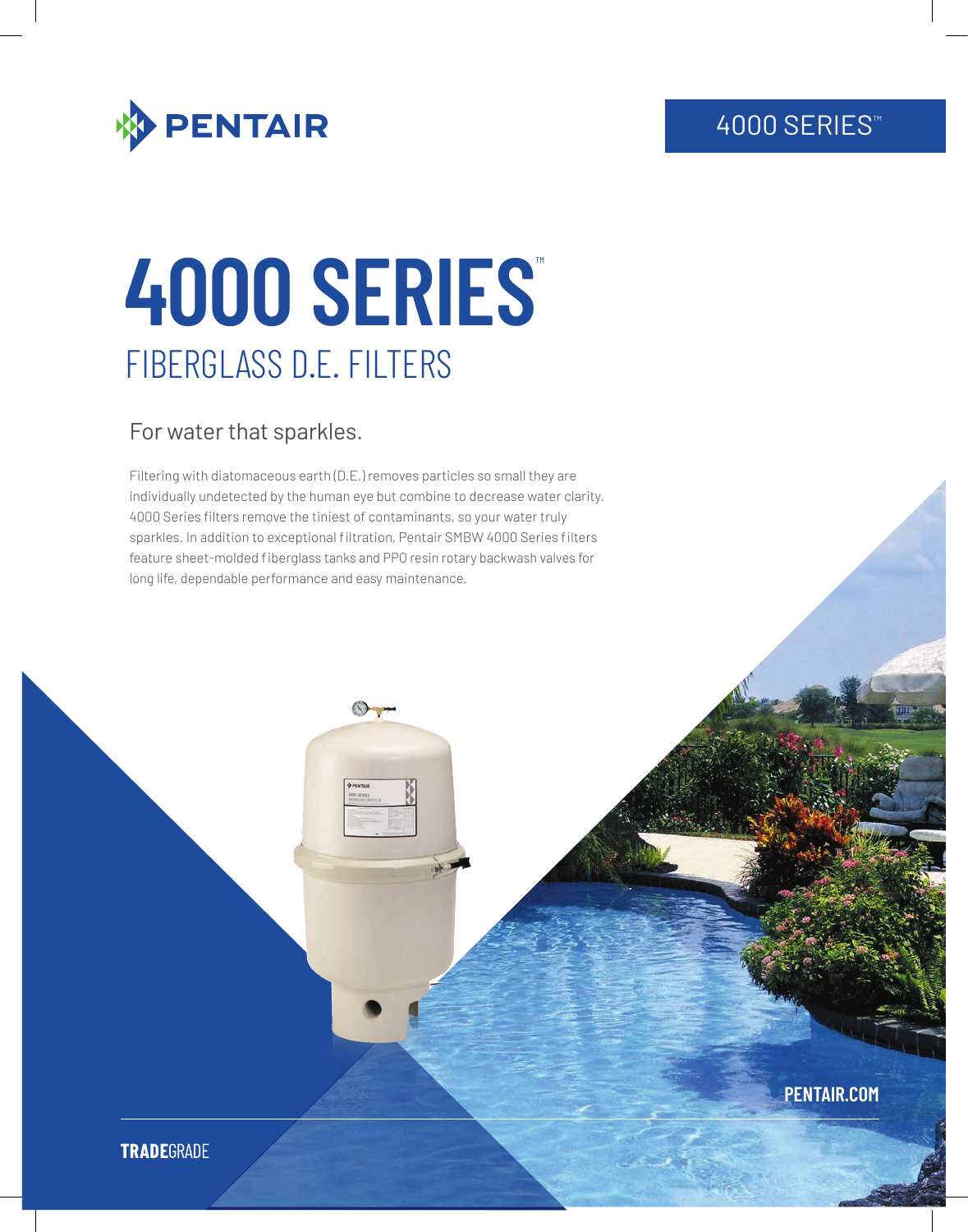PENTAIR

4000 SERIES™

# 4000 SERIES™

## FIBERGLASS D.E. FILTERS

### For water that sparkles.

Filtering with diatomaceous earth (D.E.) removes particles so small they are individually undetected by the human eye but combine to decrease water clarity. 4000 Series filters remove the tiniest of contaminants, so your water truly sparkles. In addition to exceptional filtration, Pentair SMBW 4000 Series filters feature sheet-molded fiberglass tanks and PPO resin rotary backwash valves for long life, dependable performance and easy maintenance.

PENTAIR.COM

**TRADE**GRADE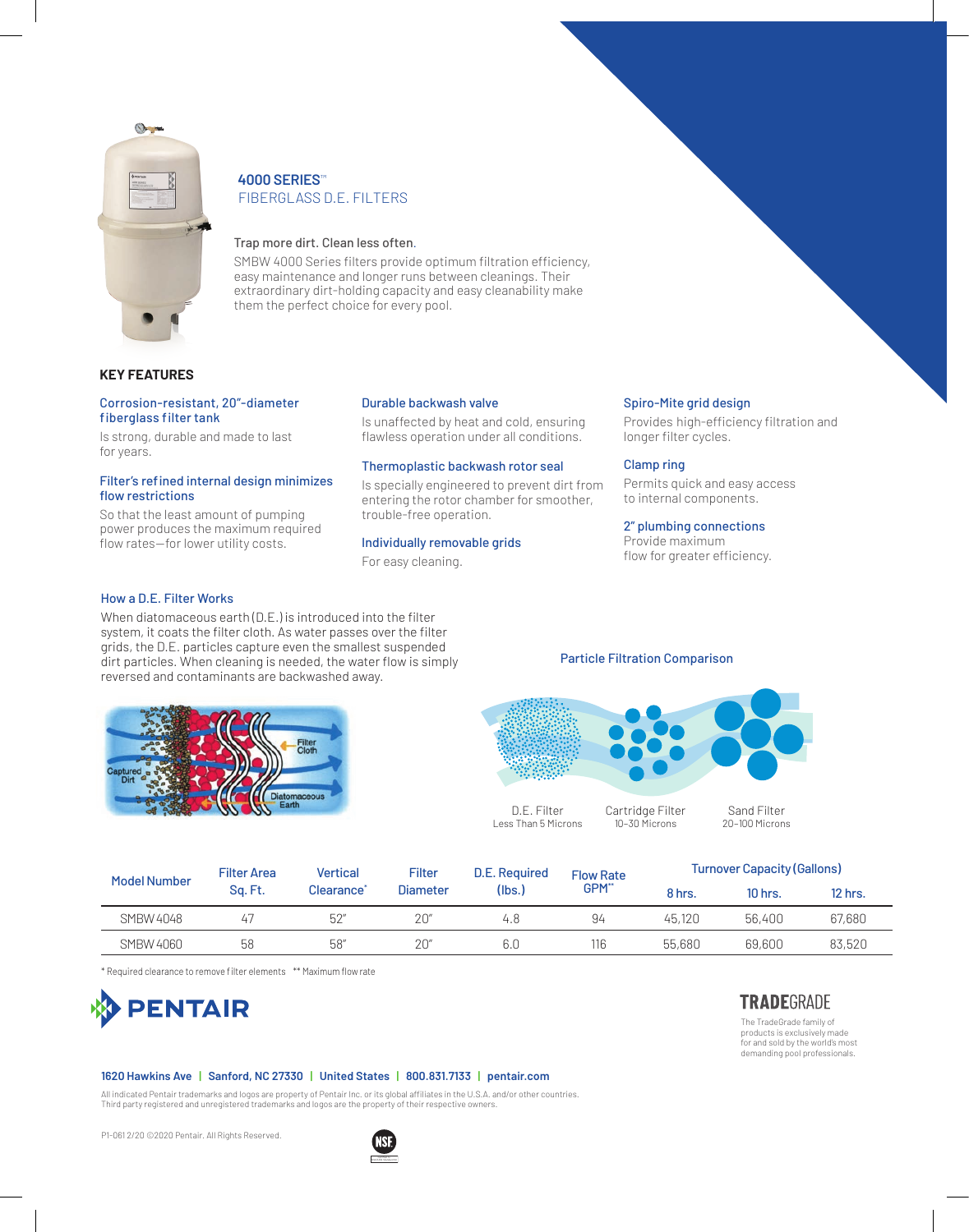## 4000 SERIES™
FIBERGLASS D.E. FILTERS

**Trap more dirt. Clean less often.**

SMBW 4000 Series filters provide optimum filtration efficiency, easy maintenance and longer runs between cleanings. Their extraordinary dirt-holding capacity and easy cleanability make them the perfect choice for every pool.

### KEY FEATURES

**Corrosion-resistant, 20"-diameter fiberglass filter tank**
Is strong, durable and made to last for years.

**Filter's refined internal design minimizes flow restrictions**
So that the least amount of pumping power produces the maximum required flow rates—for lower utility costs.

**Durable backwash valve**
Is unaffected by heat and cold, ensuring flawless operation under all conditions.

**Thermoplastic backwash rotor seal**
Is specially engineered to prevent dirt from entering the rotor chamber for smoother, trouble-free operation.

**Individually removable grids**
For easy cleaning.

**Spiro-Mite grid design**
Provides high-efficiency filtration and longer filter cycles.

**Clamp ring**
Permits quick and easy access to internal components.

**2" plumbing connections**
Provide maximum flow for greater efficiency.

### How a D.E. Filter Works

When diatomaceous earth (D.E.) is introduced into the filter system, it coats the filter cloth. As water passes over the filter grids, the D.E. particles capture even the smallest suspended dirt particles. When cleaning is needed, the water flow is simply reversed and contaminants are backwashed away.

Captured Dirt
Filter Cloth
Diatomaceous Earth

### Particle Filtration Comparison

D.E. Filter
Less Than 5 Microns

Cartridge Filter
10–30 Microns

Sand Filter
20–100 Microns

| Model Number | Filter Area Sq. Ft. | Vertical Clearance* | Filter Diameter | D.E. Required (lbs.) | Flow Rate GPM** | Turnover Capacity (Gallons) | | |
|---|---|---|---|---|---|---|---|---|
| | | | | | | 8 hrs. | 10 hrs. | 12 hrs. |
| SMBW 4048 | 47 | 52" | 20" | 4.8 | 94 | 45,120 | 56,400 | 67,680 |
| SMBW 4060 | 58 | 58" | 20" | 6.0 | 116 | 55,680 | 69,600 | 83,520 |

\* Required clearance to remove filter elements ** Maximum flow rate

PENTAIR

**TRADEGRADE**
The TradeGrade family of products is exclusively made for and sold by the world's most demanding pool professionals.

**1620 Hawkins Ave | Sanford, NC 27330 | United States | 800.831.7133 | pentair.com**

All indicated Pentair trademarks and logos are property of Pentair Inc. or its global affiliates in the U.S.A. and/or other countries. Third party registered and unregistered trademarks and logos are the property of their respective owners.

P1-061 2/20 ©2020 Pentair. All Rights Reserved.

NSF